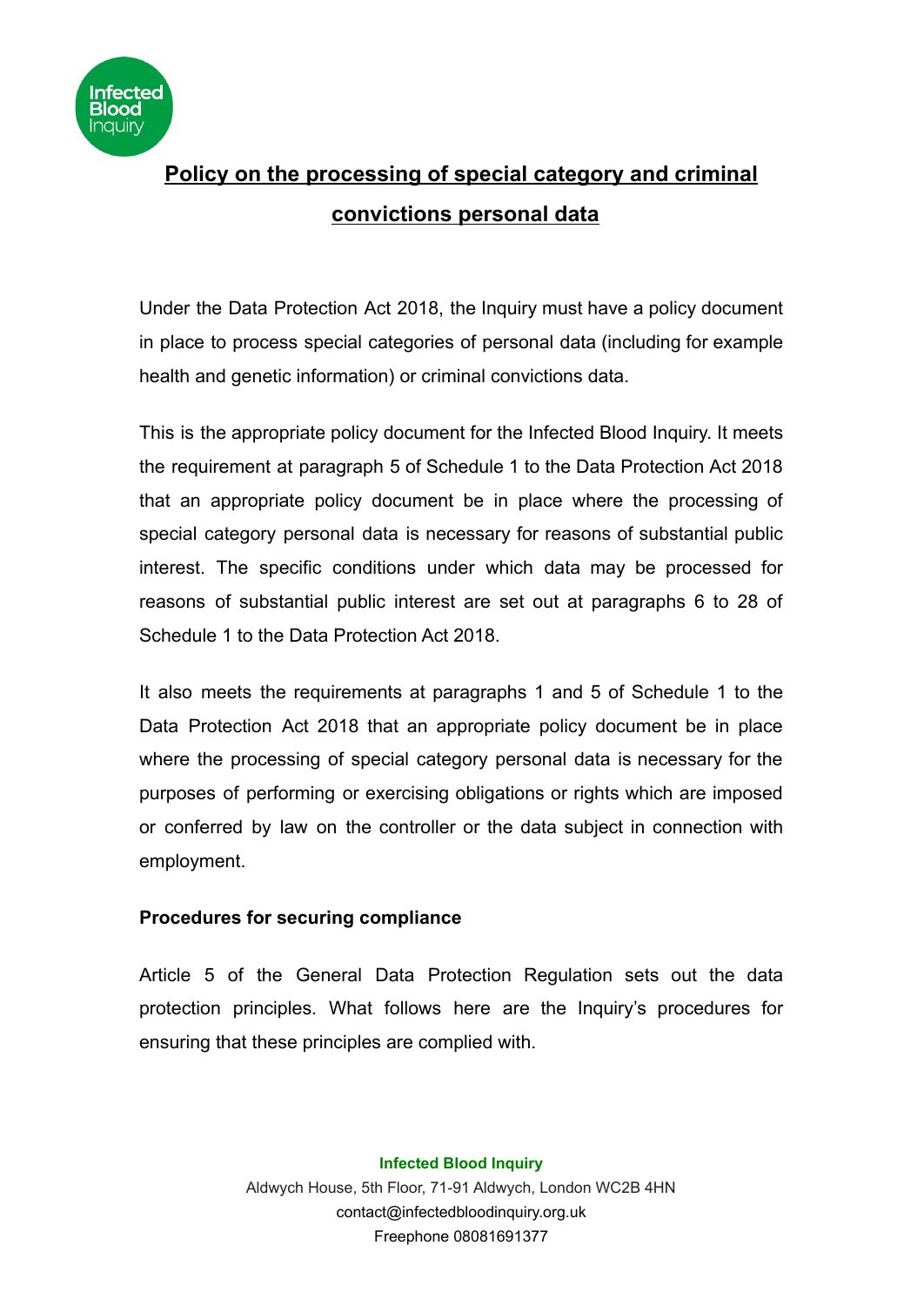# Policy on the processing of special category and criminal convictions personal data

Under the Data Protection Act 2018, the Inquiry must have a policy document in place to process special categories of personal data (including for example health and genetic information) or criminal convictions data.

This is the appropriate policy document for the Infected Blood Inquiry. It meets the requirement at paragraph 5 of Schedule 1 to the Data Protection Act 2018 that an appropriate policy document be in place where the processing of special category personal data is necessary for reasons of substantial public interest. The specific conditions under which data may be processed for reasons of substantial public interest are set out at paragraphs 6 to 28 of Schedule 1 to the Data Protection Act 2018.

It also meets the requirements at paragraphs 1 and 5 of Schedule 1 to the Data Protection Act 2018 that an appropriate policy document be in place where the processing of special category personal data is necessary for the purposes of performing or exercising obligations or rights which are imposed or conferred by law on the controller or the data subject in connection with employment.

**Procedures for securing compliance**

Article 5 of the General Data Protection Regulation sets out the data protection principles. What follows here are the Inquiry's procedures for ensuring that these principles are complied with.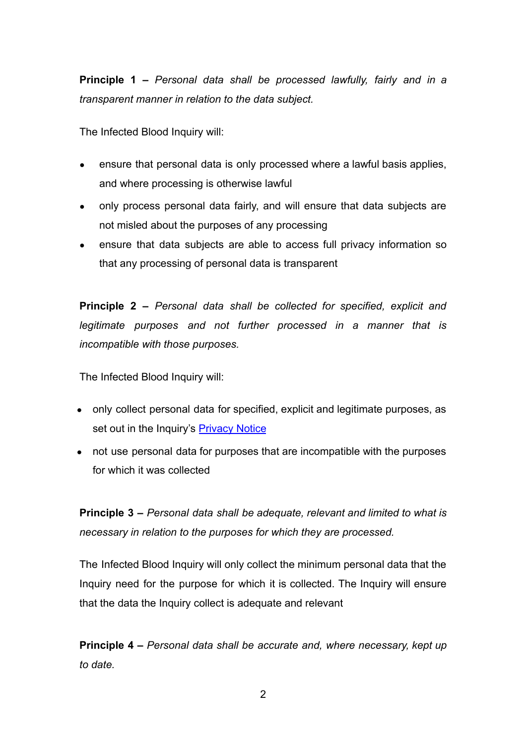**Principle 1 –** *Personal data shall be processed lawfully, fairly and in a transparent manner in relation to the data subject.*

The Infected Blood Inquiry will:

- ensure that personal data is only processed where a lawful basis applies, and where processing is otherwise lawful
- only process personal data fairly, and will ensure that data subjects are not misled about the purposes of any processing
- ensure that data subjects are able to access full privacy information so that any processing of personal data is transparent

**Principle 2 –** *Personal data shall be collected for specified, explicit and legitimate purposes and not further processed in a manner that is incompatible with those purposes.*

The Infected Blood Inquiry will:

- only collect personal data for specified, explicit and legitimate purposes, as set out in the Inquiry's Privacy Notice
- not use personal data for purposes that are incompatible with the purposes for which it was collected

**Principle 3 –** *Personal data shall be adequate, relevant and limited to what is necessary in relation to the purposes for which they are processed.*

The Infected Blood Inquiry will only collect the minimum personal data that the Inquiry need for the purpose for which it is collected. The Inquiry will ensure that the data the Inquiry collect is adequate and relevant

**Principle 4 –** *Personal data shall be accurate and, where necessary, kept up to date.*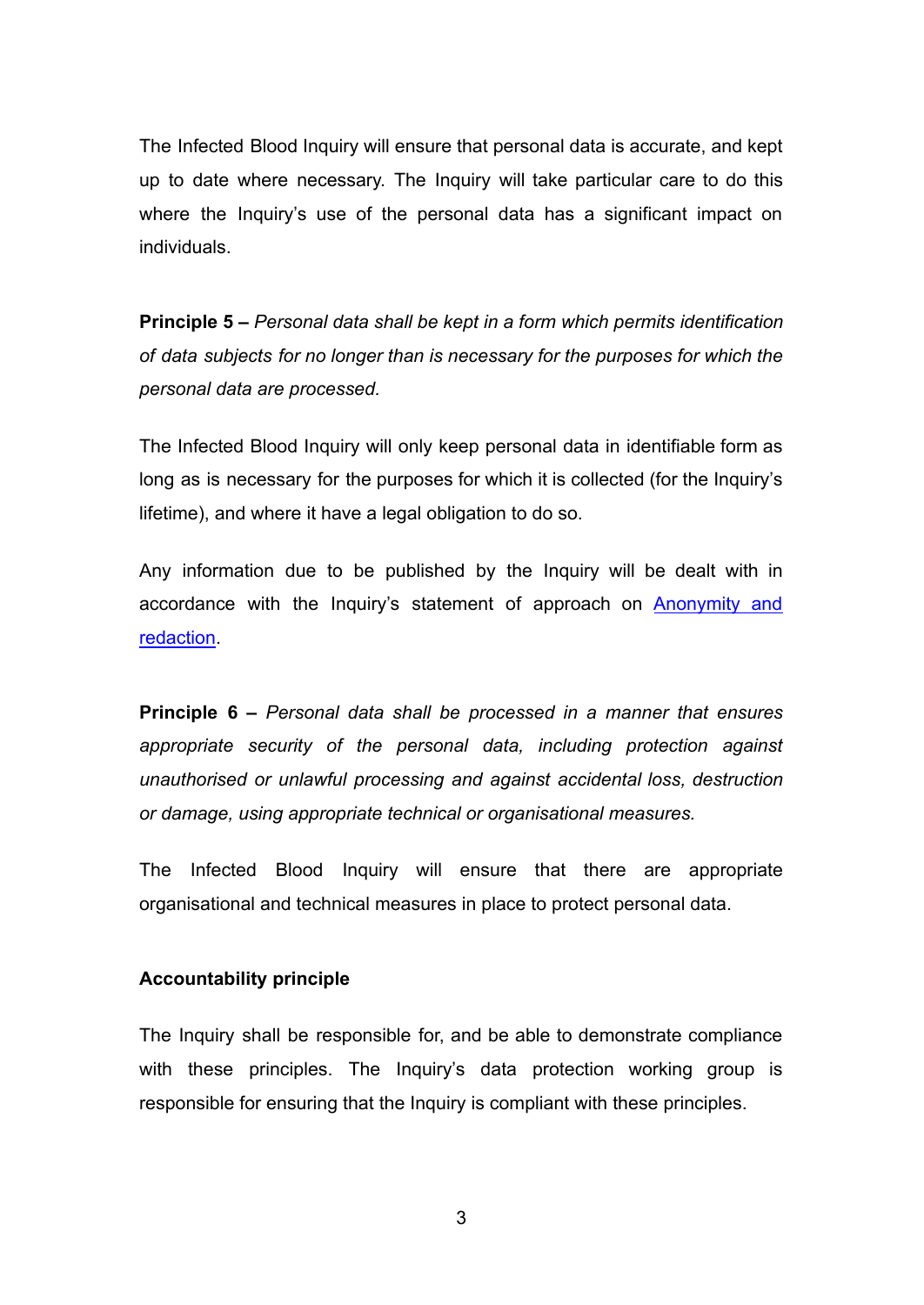The Infected Blood Inquiry will ensure that personal data is accurate, and kept up to date where necessary. The Inquiry will take particular care to do this where the Inquiry's use of the personal data has a significant impact on individuals.

**Principle 5 –** *Personal data shall be kept in a form which permits identification of data subjects for no longer than is necessary for the purposes for which the personal data are processed.*

The Infected Blood Inquiry will only keep personal data in identifiable form as long as is necessary for the purposes for which it is collected (for the Inquiry's lifetime), and where it have a legal obligation to do so.

Any information due to be published by the Inquiry will be dealt with in accordance with the Inquiry's statement of approach on [Anonymity and redaction].

**Principle 6 –** *Personal data shall be processed in a manner that ensures appropriate security of the personal data, including protection against unauthorised or unlawful processing and against accidental loss, destruction or damage, using appropriate technical or organisational measures.*

The Infected Blood Inquiry will ensure that there are appropriate organisational and technical measures in place to protect personal data.

**Accountability principle**

The Inquiry shall be responsible for, and be able to demonstrate compliance with these principles. The Inquiry's data protection working group is responsible for ensuring that the Inquiry is compliant with these principles.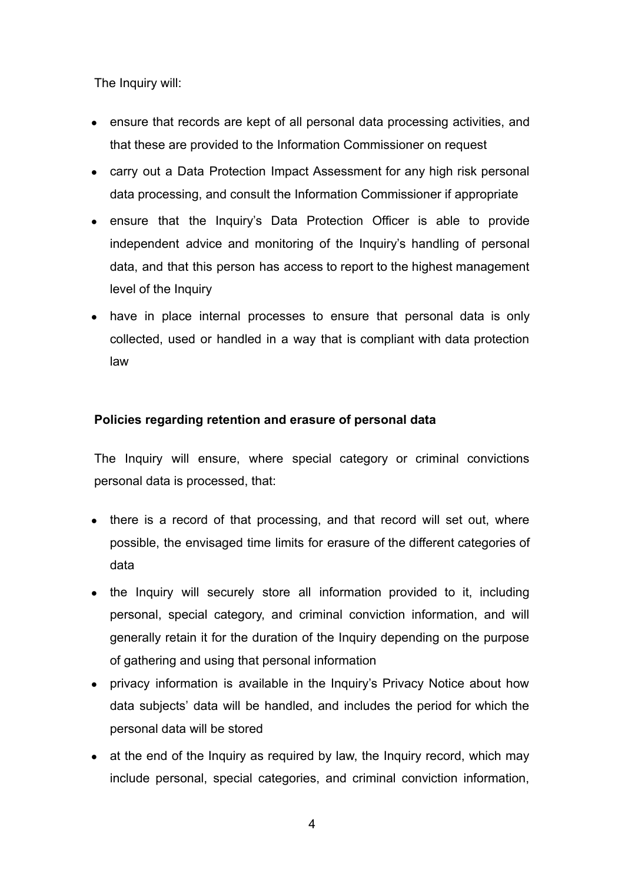The Inquiry will:

- ensure that records are kept of all personal data processing activities, and that these are provided to the Information Commissioner on request
- carry out a Data Protection Impact Assessment for any high risk personal data processing, and consult the Information Commissioner if appropriate
- ensure that the Inquiry's Data Protection Officer is able to provide independent advice and monitoring of the Inquiry's handling of personal data, and that this person has access to report to the highest management level of the Inquiry
- have in place internal processes to ensure that personal data is only collected, used or handled in a way that is compliant with data protection law

**Policies regarding retention and erasure of personal data**

The Inquiry will ensure, where special category or criminal convictions personal data is processed, that:

- there is a record of that processing, and that record will set out, where possible, the envisaged time limits for erasure of the different categories of data
- the Inquiry will securely store all information provided to it, including personal, special category, and criminal conviction information, and will generally retain it for the duration of the Inquiry depending on the purpose of gathering and using that personal information
- privacy information is available in the Inquiry's Privacy Notice about how data subjects' data will be handled, and includes the period for which the personal data will be stored
- at the end of the Inquiry as required by law, the Inquiry record, which may include personal, special categories, and criminal conviction information,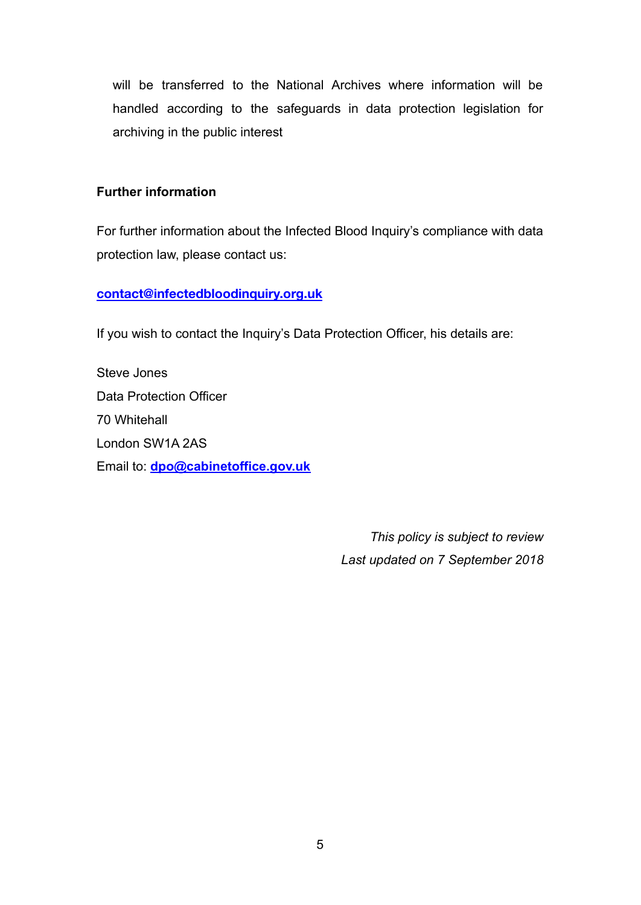will be transferred to the National Archives where information will be handled according to the safeguards in data protection legislation for archiving in the public interest

**Further information**

For further information about the Infected Blood Inquiry's compliance with data protection law, please contact us:

**contact@infectedbloodinquiry.org.uk**

If you wish to contact the Inquiry's Data Protection Officer, his details are:

Steve Jones
Data Protection Officer
70 Whitehall
London SW1A 2AS
Email to: **dpo@cabinetoffice.gov.uk**

*This policy is subject to review*
*Last updated on 7 September 2018*